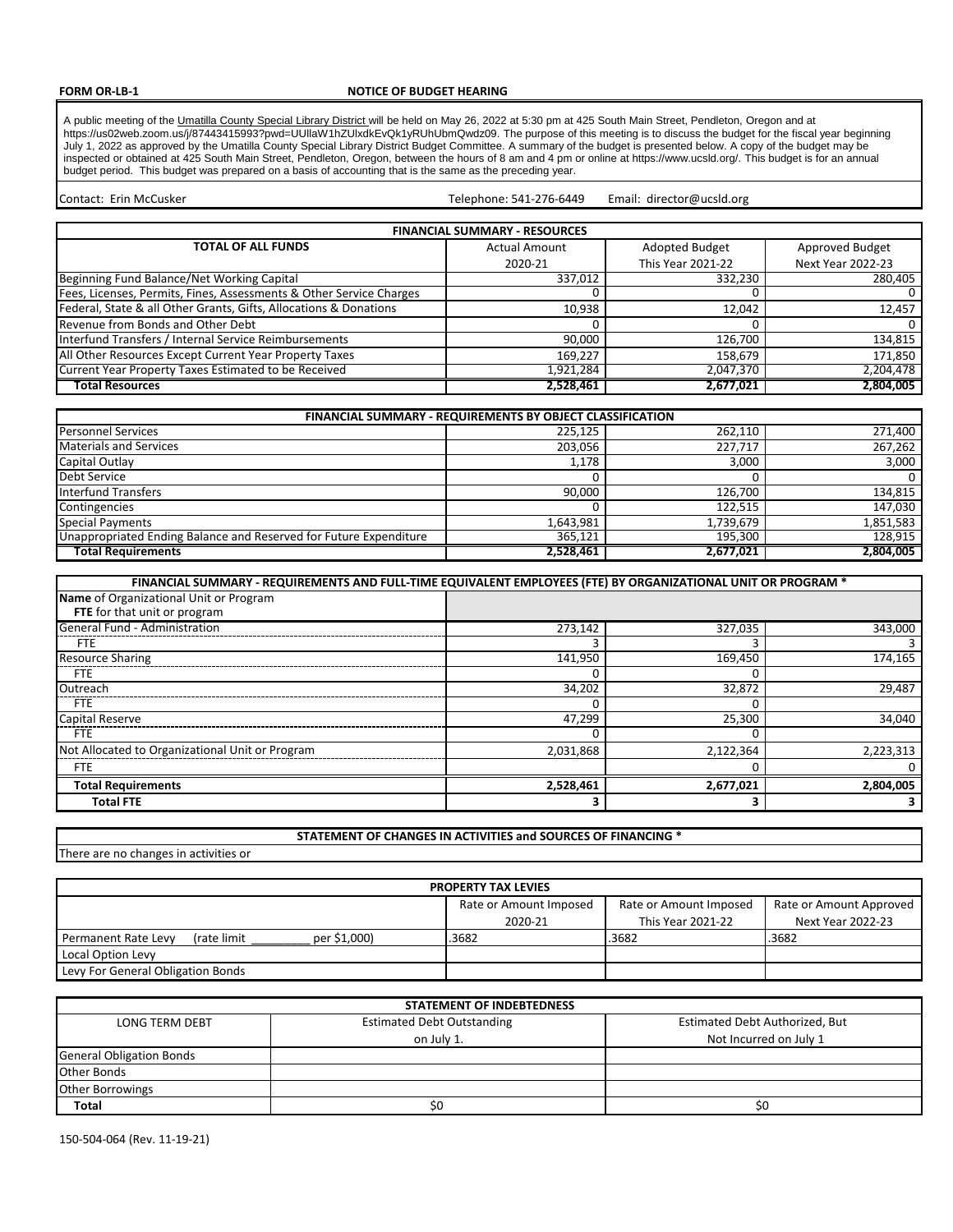**FORM OR-LB-1** **NOTICE OF BUDGET HEARING**

A public meeting of the Umatilla County Special Library District will be held on May 26, 2022 at 5:30 pm at 425 South Main Street, Pendleton, Oregon and at https://us02web.zoom.us/j/87443415993?pwd=UUllaW1hZUlxdkEvQk1yRUhUbmQwdz09. The purpose of this meeting is to discuss the budget for the fiscal year beginning July 1, 2022 as approved by the Umatilla County Special Library District Budget Committee. A summary of the budget is presented below. A copy of the budget may be inspected or obtained at 425 South Main Street, Pendleton, Oregon, between the hours of 8 am and 4 pm or online at https://www.ucsld.org/. This budget is for an annual budget period. This budget was prepared on a basis of accounting that is the same as the preceding year.

Contact: Erin McCusker Telephone: 541-276-6449 Email: director@ucsld.org

| FINANCIAL SUMMARY - RESOURCES | | | |
|---|---|---|---|
| **TOTAL OF ALL FUNDS** | Actual Amount 2020-21 | Adopted Budget This Year 2021-22 | Approved Budget Next Year 2022-23 |
| Beginning Fund Balance/Net Working Capital | 337,012 | 332,230 | 280,405 |
| Fees, Licenses, Permits, Fines, Assessments & Other Service Charges | 0 | 0 | 0 |
| Federal, State & all Other Grants, Gifts, Allocations & Donations | 10,938 | 12,042 | 12,457 |
| Revenue from Bonds and Other Debt | 0 | 0 | 0 |
| Interfund Transfers / Internal Service Reimbursements | 90,000 | 126,700 | 134,815 |
| All Other Resources Except Current Year Property Taxes | 169,227 | 158,679 | 171,850 |
| Current Year Property Taxes Estimated to be Received | 1,921,284 | 2,047,370 | 2,204,478 |
| **Total Resources** | **2,528,461** | **2,677,021** | **2,804,005** |

| FINANCIAL SUMMARY - REQUIREMENTS BY OBJECT CLASSIFICATION | | | |
|---|---|---|---|
| Personnel Services | 225,125 | 262,110 | 271,400 |
| Materials and Services | 203,056 | 227,717 | 267,262 |
| Capital Outlay | 1,178 | 3,000 | 3,000 |
| Debt Service | 0 | 0 | 0 |
| Interfund Transfers | 90,000 | 126,700 | 134,815 |
| Contingencies | 0 | 122,515 | 147,030 |
| Special Payments | 1,643,981 | 1,739,679 | 1,851,583 |
| Unappropriated Ending Balance and Reserved for Future Expenditure | 365,121 | 195,300 | 128,915 |
| **Total Requirements** | **2,528,461** | **2,677,021** | **2,804,005** |

| FINANCIAL SUMMARY - REQUIREMENTS AND FULL-TIME EQUIVALENT EMPLOYEES (FTE) BY ORGANIZATIONAL UNIT OR PROGRAM * | | | |
|---|---|---|---|
| **Name** of Organizational Unit or Program<br>**FTE** for that unit or program | | | |
| General Fund - Administration | 273,142 | 327,035 | 343,000 |
| FTE | 3 | 3 | 3 |
| Resource Sharing | 141,950 | 169,450 | 174,165 |
| FTE | 0 | 0 | |
| Outreach | 34,202 | 32,872 | 29,487 |
| FTE | 0 | 0 | |
| Capital Reserve | 47,299 | 25,300 | 34,040 |
| FTE | 0 | 0 | |
| Not Allocated to Organizational Unit or Program | 2,031,868 | 2,122,364 | 2,223,313 |
| FTE | | 0 | 0 |
| **Total Requirements** | **2,528,461** | **2,677,021** | **2,804,005** |
| **Total FTE** | **3** | **3** | **3** |

| STATEMENT OF CHANGES IN ACTIVITIES and SOURCES OF FINANCING * |
|---|
| There are no changes in activities or |

| PROPERTY TAX LEVIES | | | |
|---|---|---|---|
| | Rate or Amount Imposed 2020-21 | Rate or Amount Imposed This Year 2021-22 | Rate or Amount Approved Next Year 2022-23 |
| Permanent Rate Levy (rate limit ________ per $1,000) | .3682 | .3682 | .3682 |
| Local Option Levy | | | |
| Levy For General Obligation Bonds | | | |

| STATEMENT OF INDEBTEDNESS | | |
|---|---|---|
| LONG TERM DEBT | Estimated Debt Outstanding on July 1. | Estimated Debt Authorized, But Not Incurred on July 1 |
| General Obligation Bonds | | |
| Other Bonds | | |
| Other Borrowings | | |
| **Total** | $0 | $0 |

150-504-064 (Rev. 11-19-21)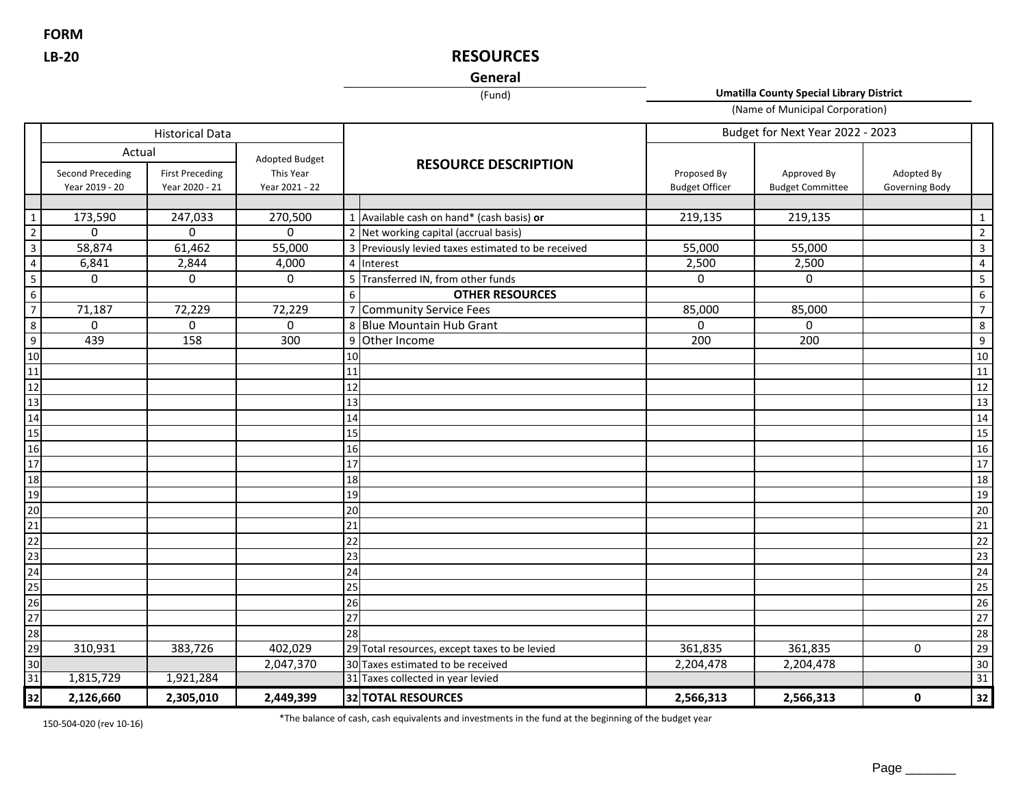**FORM**

**LB-20**

# RESOURCES

**General**

(Fund)

**Umatilla County Special Library District**

(Name of Municipal Corporation)

| | Historical Data | | | | RESOURCE DESCRIPTION | Budget for Next Year 2022 - 2023 | | | |
|---|---|---|---|---|---|---|---|---|---|
| | Actual | | Adopted Budget | | | | | | |
| | Second Preceding Year 2019 - 20 | First Preceding Year 2020 - 21 | This Year Year 2021 - 22 | | | Proposed By Budget Officer | Approved By Budget Committee | Adopted By Governing Body | |
| 1 | 173,590 | 247,033 | 270,500 | 1 | Available cash on hand* (cash basis) **or** | 219,135 | 219,135 | | 1 |
| 2 | 0 | 0 | 0 | 2 | Net working capital (accrual basis) | | | | 2 |
| 3 | 58,874 | 61,462 | 55,000 | 3 | Previously levied taxes estimated to be received | 55,000 | 55,000 | | 3 |
| 4 | 6,841 | 2,844 | 4,000 | 4 | Interest | 2,500 | 2,500 | | 4 |
| 5 | 0 | 0 | 0 | 5 | Transferred IN, from other funds | 0 | 0 | | 5 |
| 6 | | | | 6 | **OTHER RESOURCES** | | | | 6 |
| 7 | 71,187 | 72,229 | 72,229 | 7 | Community Service Fees | 85,000 | 85,000 | | 7 |
| 8 | 0 | 0 | 0 | 8 | Blue Mountain Hub Grant | 0 | 0 | | 8 |
| 9 | 439 | 158 | 300 | 9 | Other Income | 200 | 200 | | 9 |
| 10 | | | | 10 | | | | | 10 |
| 11 | | | | 11 | | | | | 11 |
| 12 | | | | 12 | | | | | 12 |
| 13 | | | | 13 | | | | | 13 |
| 14 | | | | 14 | | | | | 14 |
| 15 | | | | 15 | | | | | 15 |
| 16 | | | | 16 | | | | | 16 |
| 17 | | | | 17 | | | | | 17 |
| 18 | | | | 18 | | | | | 18 |
| 19 | | | | 19 | | | | | 19 |
| 20 | | | | 20 | | | | | 20 |
| 21 | | | | 21 | | | | | 21 |
| 22 | | | | 22 | | | | | 22 |
| 23 | | | | 23 | | | | | 23 |
| 24 | | | | 24 | | | | | 24 |
| 25 | | | | 25 | | | | | 25 |
| 26 | | | | 26 | | | | | 26 |
| 27 | | | | 27 | | | | | 27 |
| 28 | | | | 28 | | | | | 28 |
| 29 | 310,931 | 383,726 | 402,029 | 29 | Total resources, except taxes to be levied | 361,835 | 361,835 | 0 | 29 |
| 30 | | | 2,047,370 | 30 | Taxes estimated to be received | 2,204,478 | 2,204,478 | | 30 |
| 31 | 1,815,729 | 1,921,284 | | 31 | Taxes collected in year levied | | | | 31 |
| **32** | **2,126,660** | **2,305,010** | **2,449,399** | **32** | **TOTAL RESOURCES** | **2,566,313** | **2,566,313** | **0** | **32** |

150-504-020 (rev 10-16)

*The balance of cash, cash equivalents and investments in the fund at the beginning of the budget year

Page _______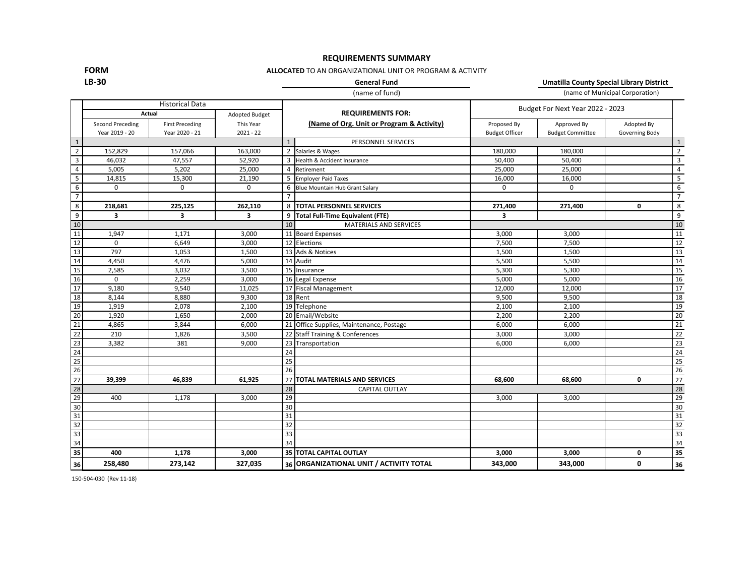# REQUIREMENTS SUMMARY

**FORM LB-30**

**ALLOCATED** TO AN ORGANIZATIONAL UNIT OR PROGRAM & ACTIVITY

**General Fund** (name of fund)

**Umatilla County Special Library District** (name of Municipal Corporation)

| | Historical Data | | | | REQUIREMENTS FOR: | Budget For Next Year 2022 - 2023 | | | |
|---|---|---|---|---|---|---|---|---|---|
| | Actual | | Adopted Budget | | (Name of Org. Unit or Program & Activity) | | | | |
| | Second Preceding Year 2019 - 20 | First Preceding Year 2020 - 21 | This Year 2021 - 22 | | | Proposed By Budget Officer | Approved By Budget Committee | Adopted By Governing Body | |
| 1 | | | | 1 | PERSONNEL SERVICES | | | | 1 |
| 2 | 152,829 | 157,066 | 163,000 | 2 | Salaries & Wages | 180,000 | 180,000 | | 2 |
| 3 | 46,032 | 47,557 | 52,920 | 3 | Health & Accident Insurance | 50,400 | 50,400 | | 3 |
| 4 | 5,005 | 5,202 | 25,000 | 4 | Retirement | 25,000 | 25,000 | | 4 |
| 5 | 14,815 | 15,300 | 21,190 | 5 | Employer Paid Taxes | 16,000 | 16,000 | | 5 |
| 6 | 0 | 0 | 0 | 6 | Blue Mountain Hub Grant Salary | 0 | 0 | | 6 |
| 7 | | | | 7 | | | | | 7 |
| 8 | **218,681** | **225,125** | **262,110** | 8 | **TOTAL PERSONNEL SERVICES** | **271,400** | **271,400** | **0** | 8 |
| 9 | **3** | **3** | **3** | 9 | **Total Full-Time Equivalent (FTE)** | **3** | | | 9 |
| 10 | | | | 10 | MATERIALS AND SERVICES | | | | 10 |
| 11 | 1,947 | 1,171 | 3,000 | 11 | Board Expenses | 3,000 | 3,000 | | 11 |
| 12 | 0 | 6,649 | 3,000 | 12 | Elections | 7,500 | 7,500 | | 12 |
| 13 | 797 | 1,053 | 1,500 | 13 | Ads & Notices | 1,500 | 1,500 | | 13 |
| 14 | 4,450 | 4,476 | 5,000 | 14 | Audit | 5,500 | 5,500 | | 14 |
| 15 | 2,585 | 3,032 | 3,500 | 15 | Insurance | 5,300 | 5,300 | | 15 |
| 16 | 0 | 2,259 | 3,000 | 16 | Legal Expense | 5,000 | 5,000 | | 16 |
| 17 | 9,180 | 9,540 | 11,025 | 17 | Fiscal Management | 12,000 | 12,000 | | 17 |
| 18 | 8,144 | 8,880 | 9,300 | 18 | Rent | 9,500 | 9,500 | | 18 |
| 19 | 1,919 | 2,078 | 2,100 | 19 | Telephone | 2,100 | 2,100 | | 19 |
| 20 | 1,920 | 1,650 | 2,000 | 20 | Email/Website | 2,200 | 2,200 | | 20 |
| 21 | 4,865 | 3,844 | 6,000 | 21 | Office Supplies, Maintenance, Postage | 6,000 | 6,000 | | 21 |
| 22 | 210 | 1,826 | 3,500 | 22 | Staff Training & Conferences | 3,000 | 3,000 | | 22 |
| 23 | 3,382 | 381 | 9,000 | 23 | Transportation | 6,000 | 6,000 | | 23 |
| 24 | | | | 24 | | | | | 24 |
| 25 | | | | 25 | | | | | 25 |
| 26 | | | | 26 | | | | | 26 |
| 27 | **39,399** | **46,839** | **61,925** | 27 | **TOTAL MATERIALS AND SERVICES** | **68,600** | **68,600** | **0** | 27 |
| 28 | | | | 28 | CAPITAL OUTLAY | | | | 28 |
| 29 | 400 | 1,178 | 3,000 | 29 | | 3,000 | 3,000 | | 29 |
| 30 | | | | 30 | | | | | 30 |
| 31 | | | | 31 | | | | | 31 |
| 32 | | | | 32 | | | | | 32 |
| 33 | | | | 33 | | | | | 33 |
| 34 | | | | 34 | | | | | 34 |
| **35** | **400** | **1,178** | **3,000** | **35** | **TOTAL CAPITAL OUTLAY** | **3,000** | **3,000** | **0** | **35** |
| **36** | **258,480** | **273,142** | **327,035** | **36** | **ORGANIZATIONAL UNIT / ACTIVITY TOTAL** | **343,000** | **343,000** | **0** | **36** |

150-504-030 (Rev 11-18)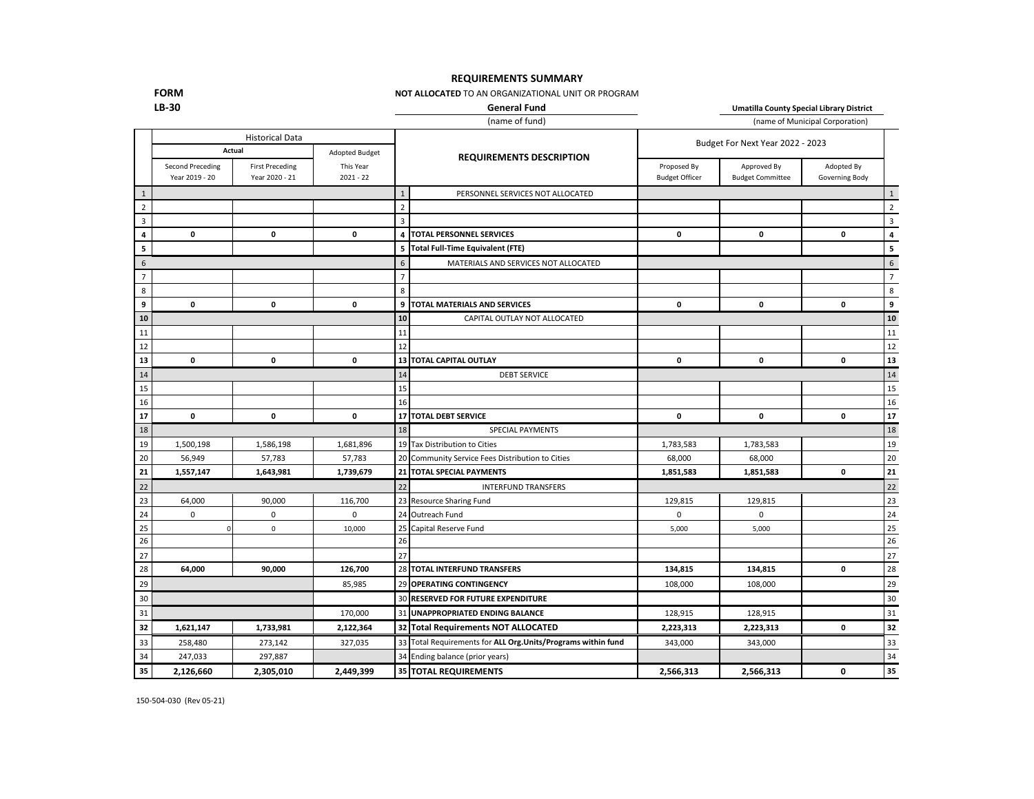**FORM**
**LB-30**

## REQUIREMENTS SUMMARY

**NOT ALLOCATED** TO AN ORGANIZATIONAL UNIT OR PROGRAM

**General Fund**
(name of fund)

**Umatilla County Special Library District**
(name of Municipal Corporation)

| | Historical Data | | | | | Budget For Next Year 2022 - 2023 | | | |
|---|---|---|---|---|---|---|---|---|---|
| | Actual | | Adopted Budget | | REQUIREMENTS DESCRIPTION | | | | |
| | Second Preceding Year 2019 - 20 | First Preceding Year 2020 - 21 | This Year 2021 - 22 | | | Proposed By Budget Officer | Approved By Budget Committee | Adopted By Governing Body | |
| 1 | | | | 1 | PERSONNEL SERVICES NOT ALLOCATED | | | | 1 |
| 2 | | | | 2 | | | | | 2 |
| 3 | | | | 3 | | | | | 3 |
| **4** | **0** | **0** | **0** | **4** | **TOTAL PERSONNEL SERVICES** | **0** | **0** | **0** | **4** |
| **5** | | | | **5** | **Total Full-Time Equivalent (FTE)** | | | | **5** |
| 6 | | | | 6 | MATERIALS AND SERVICES NOT ALLOCATED | | | | 6 |
| 7 | | | | 7 | | | | | 7 |
| 8 | | | | 8 | | | | | 8 |
| **9** | **0** | **0** | **0** | **9** | **TOTAL MATERIALS AND SERVICES** | **0** | **0** | **0** | **9** |
| **10** | | | | **10** | CAPITAL OUTLAY NOT ALLOCATED | | | | **10** |
| 11 | | | | 11 | | | | | 11 |
| 12 | | | | 12 | | | | | 12 |
| **13** | **0** | **0** | **0** | **13** | **TOTAL CAPITAL OUTLAY** | **0** | **0** | **0** | **13** |
| 14 | | | | 14 | DEBT SERVICE | | | | 14 |
| 15 | | | | 15 | | | | | 15 |
| 16 | | | | 16 | | | | | 16 |
| **17** | **0** | **0** | **0** | **17** | **TOTAL DEBT SERVICE** | **0** | **0** | **0** | **17** |
| 18 | | | | 18 | SPECIAL PAYMENTS | | | | 18 |
| 19 | 1,500,198 | 1,586,198 | 1,681,896 | 19 | Tax Distribution to Cities | 1,783,583 | 1,783,583 | | 19 |
| 20 | 56,949 | 57,783 | 57,783 | 20 | Community Service Fees Distribution to Cities | 68,000 | 68,000 | | 20 |
| **21** | **1,557,147** | **1,643,981** | **1,739,679** | **21** | **TOTAL SPECIAL PAYMENTS** | **1,851,583** | **1,851,583** | **0** | **21** |
| 22 | | | | 22 | INTERFUND TRANSFERS | | | | 22 |
| 23 | 64,000 | 90,000 | 116,700 | 23 | Resource Sharing Fund | 129,815 | 129,815 | | 23 |
| 24 | 0 | 0 | 0 | 24 | Outreach Fund | 0 | 0 | | 24 |
| 25 | 0 | 0 | 10,000 | 25 | Capital Reserve Fund | 5,000 | 5,000 | | 25 |
| 26 | | | | 26 | | | | | 26 |
| 27 | | | | 27 | | | | | 27 |
| 28 | **64,000** | **90,000** | **126,700** | 28 | **TOTAL INTERFUND TRANSFERS** | **134,815** | **134,815** | **0** | 28 |
| 29 | | | 85,985 | 29 | **OPERATING CONTINGENCY** | 108,000 | 108,000 | | 29 |
| 30 | | | | 30 | **RESERVED FOR FUTURE EXPENDITURE** | | | | 30 |
| 31 | | | 170,000 | 31 | **UNAPPROPRIATED ENDING BALANCE** | 128,915 | 128,915 | | 31 |
| **32** | **1,621,147** | **1,733,981** | **2,122,364** | **32** | **Total Requirements NOT ALLOCATED** | **2,223,313** | **2,223,313** | **0** | **32** |
| 33 | 258,480 | 273,142 | 327,035 | 33 | Total Requirements for **ALL Org.Units/Programs within fund** | 343,000 | 343,000 | | 33 |
| 34 | 247,033 | 297,887 | | 34 | Ending balance (prior years) | | | | 34 |
| **35** | **2,126,660** | **2,305,010** | **2,449,399** | **35** | **TOTAL REQUIREMENTS** | **2,566,313** | **2,566,313** | **0** | **35** |

150-504-030 (Rev 05-21)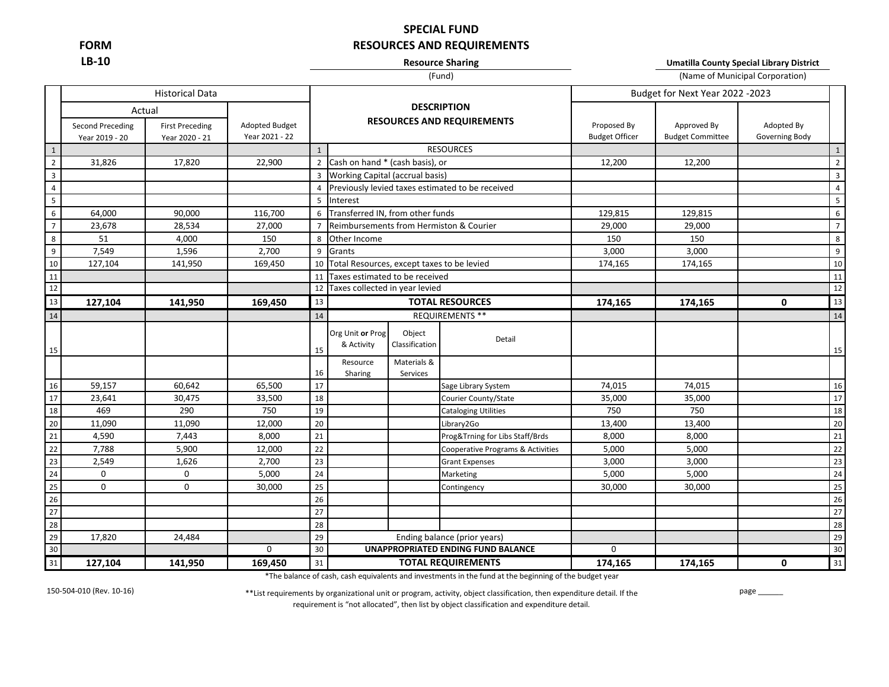**FORM LB-10**

# SPECIAL FUND
## RESOURCES AND REQUIREMENTS

**Resource Sharing**
(Fund)

**Umatilla County Special Library District**
(Name of Municipal Corporation)

| | Historical Data | | | | DESCRIPTION RESOURCES AND REQUIREMENTS | | | Budget for Next Year 2022 -2023 | | | |
|---|---|---|---|---|---|---|---|---|---|---|---|
| | Actual | | | | | | | | | | |
| | Second Preceding Year 2019 - 20 | First Preceding Year 2020 - 21 | Adopted Budget Year 2021 - 22 | | | | | Proposed By Budget Officer | Approved By Budget Committee | Adopted By Governing Body | |
| 1 | | | | 1 | RESOURCES | | | | | | 1 |
| 2 | 31,826 | 17,820 | 22,900 | 2 | Cash on hand * (cash basis), or | | | 12,200 | 12,200 | | 2 |
| 3 | | | | 3 | Working Capital (accrual basis) | | | | | | 3 |
| 4 | | | | 4 | Previously levied taxes estimated to be received | | | | | | 4 |
| 5 | | | | 5 | Interest | | | | | | 5 |
| 6 | 64,000 | 90,000 | 116,700 | 6 | Transferred IN, from other funds | | | 129,815 | 129,815 | | 6 |
| 7 | 23,678 | 28,534 | 27,000 | 7 | Reimbursements from Hermiston & Courier | | | 29,000 | 29,000 | | 7 |
| 8 | 51 | 4,000 | 150 | 8 | Other Income | | | 150 | 150 | | 8 |
| 9 | 7,549 | 1,596 | 2,700 | 9 | Grants | | | 3,000 | 3,000 | | 9 |
| 10 | 127,104 | 141,950 | 169,450 | 10 | Total Resources, except taxes to be levied | | | 174,165 | 174,165 | | 10 |
| 11 | | | | 11 | Taxes estimated to be received | | | | | | 11 |
| 12 | | | | 12 | Taxes collected in year levied | | | | | | 12 |
| 13 | **127,104** | **141,950** | **169,450** | 13 | **TOTAL RESOURCES** | | | **174,165** | **174,165** | **0** | 13 |
| 14 | | | | 14 | REQUIREMENTS ** | | | | | | 14 |
| 15 | | | | 15 | Org Unit **or** Prog & Activity | Object Classification | Detail | | | | 15 |
| | | | | 16 | Resource Sharing | Materials & Services | | | | | |
| 16 | 59,157 | 60,642 | 65,500 | 17 | | | Sage Library System | 74,015 | 74,015 | | 16 |
| 17 | 23,641 | 30,475 | 33,500 | 18 | | | Courier County/State | 35,000 | 35,000 | | 17 |
| 18 | 469 | 290 | 750 | 19 | | | Cataloging Utilities | 750 | 750 | | 18 |
| 20 | 11,090 | 11,090 | 12,000 | 20 | | | Library2Go | 13,400 | 13,400 | | 20 |
| 21 | 4,590 | 7,443 | 8,000 | 21 | | | Prog&Trning for Libs Staff/Brds | 8,000 | 8,000 | | 21 |
| 22 | 7,788 | 5,900 | 12,000 | 22 | | | Cooperative Programs & Activities | 5,000 | 5,000 | | 22 |
| 23 | 2,549 | 1,626 | 2,700 | 23 | | | Grant Expenses | 3,000 | 3,000 | | 23 |
| 24 | 0 | 0 | 5,000 | 24 | | | Marketing | 5,000 | 5,000 | | 24 |
| 25 | 0 | 0 | 30,000 | 25 | | | Contingency | 30,000 | 30,000 | | 25 |
| 26 | | | | 26 | | | | | | | 26 |
| 27 | | | | 27 | | | | | | | 27 |
| 28 | | | | 28 | | | | | | | 28 |
| 29 | 17,820 | 24,484 | | 29 | Ending balance (prior years) | | | | | | 29 |
| 30 | | | 0 | 30 | **UNAPPROPRIATED ENDING FUND BALANCE** | | | 0 | | | 30 |
| 31 | **127,104** | **141,950** | **169,450** | 31 | **TOTAL REQUIREMENTS** | | | **174,165** | **174,165** | **0** | 31 |

*The balance of cash, cash equivalents and investments in the fund at the beginning of the budget year

150-504-010 (Rev. 10-16)

**List requirements by organizational unit or program, activity, object classification, then expenditure detail. If the requirement is "not allocated", then list by object classification and expenditure detail.

page ______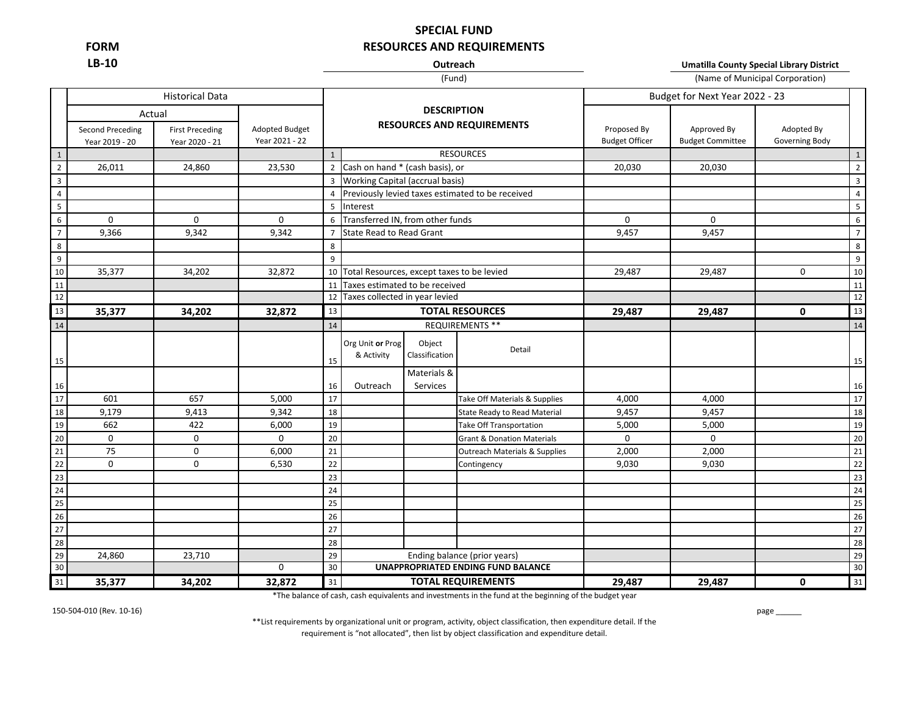# SPECIAL FUND
# RESOURCES AND REQUIREMENTS

**FORM**
**LB-10**

**Outreach**
(Fund)

**Umatilla County Special Library District**
(Name of Municipal Corporation)

| | Historical Data | | | | DESCRIPTION RESOURCES AND REQUIREMENTS | | | Budget for Next Year 2022 - 23 | | | |
|---|---|---|---|---|---|---|---|---|---|---|---|
| | Actual | | | | | | | | | | |
| | Second Preceding Year 2019 - 20 | First Preceding Year 2020 - 21 | Adopted Budget Year 2021 - 22 | | | | | Proposed By Budget Officer | Approved By Budget Committee | Adopted By Governing Body | |
| 1 | | | | 1 | RESOURCES | | | | | | 1 |
| 2 | 26,011 | 24,860 | 23,530 | 2 | Cash on hand * (cash basis), or | | | 20,030 | 20,030 | | 2 |
| 3 | | | | 3 | Working Capital (accrual basis) | | | | | | 3 |
| 4 | | | | 4 | Previously levied taxes estimated to be received | | | | | | 4 |
| 5 | | | | 5 | Interest | | | | | | 5 |
| 6 | 0 | 0 | 0 | 6 | Transferred IN, from other funds | | | 0 | 0 | | 6 |
| 7 | 9,366 | 9,342 | 9,342 | 7 | State Read to Read Grant | | | 9,457 | 9,457 | | 7 |
| 8 | | | | 8 | | | | | | | 8 |
| 9 | | | | 9 | | | | | | | 9 |
| 10 | 35,377 | 34,202 | 32,872 | 10 | Total Resources, except taxes to be levied | | | 29,487 | 29,487 | 0 | 10 |
| 11 | | | | 11 | Taxes estimated to be received | | | | | | 11 |
| 12 | | | | 12 | Taxes collected in year levied | | | | | | 12 |
| 13 | **35,377** | **34,202** | **32,872** | 13 | **TOTAL RESOURCES** | | | **29,487** | **29,487** | **0** | 13 |
| 14 | | | | 14 | REQUIREMENTS ** | | | | | | 14 |
| 15 | | | | 15 | Org Unit **or** Prog & Activity | Object Classification | Detail | | | | 15 |
| 16 | | | | 16 | Outreach | Materials & Services | | | | | 16 |
| 17 | 601 | 657 | 5,000 | 17 | | | Take Off Materials & Supplies | 4,000 | 4,000 | | 17 |
| 18 | 9,179 | 9,413 | 9,342 | 18 | | | State Ready to Read Material | 9,457 | 9,457 | | 18 |
| 19 | 662 | 422 | 6,000 | 19 | | | Take Off Transportation | 5,000 | 5,000 | | 19 |
| 20 | 0 | 0 | 0 | 20 | | | Grant & Donation Materials | 0 | 0 | | 20 |
| 21 | 75 | 0 | 6,000 | 21 | | | Outreach Materials & Supplies | 2,000 | 2,000 | | 21 |
| 22 | 0 | 0 | 6,530 | 22 | | | Contingency | 9,030 | 9,030 | | 22 |
| 23 | | | | 23 | | | | | | | 23 |
| 24 | | | | 24 | | | | | | | 24 |
| 25 | | | | 25 | | | | | | | 25 |
| 26 | | | | 26 | | | | | | | 26 |
| 27 | | | | 27 | | | | | | | 27 |
| 28 | | | | 28 | | | | | | | 28 |
| 29 | 24,860 | 23,710 | | 29 | Ending balance (prior years) | | | | | | 29 |
| 30 | | | 0 | 30 | **UNAPPROPRIATED ENDING FUND BALANCE** | | | | | | 30 |
| 31 | **35,377** | **34,202** | **32,872** | 31 | **TOTAL REQUIREMENTS** | | | **29,487** | **29,487** | **0** | 31 |

*The balance of cash, cash equivalents and investments in the fund at the beginning of the budget year

150-504-010 (Rev. 10-16)

page ______

**List requirements by organizational unit or program, activity, object classification, then expenditure detail. If the requirement is "not allocated", then list by object classification and expenditure detail.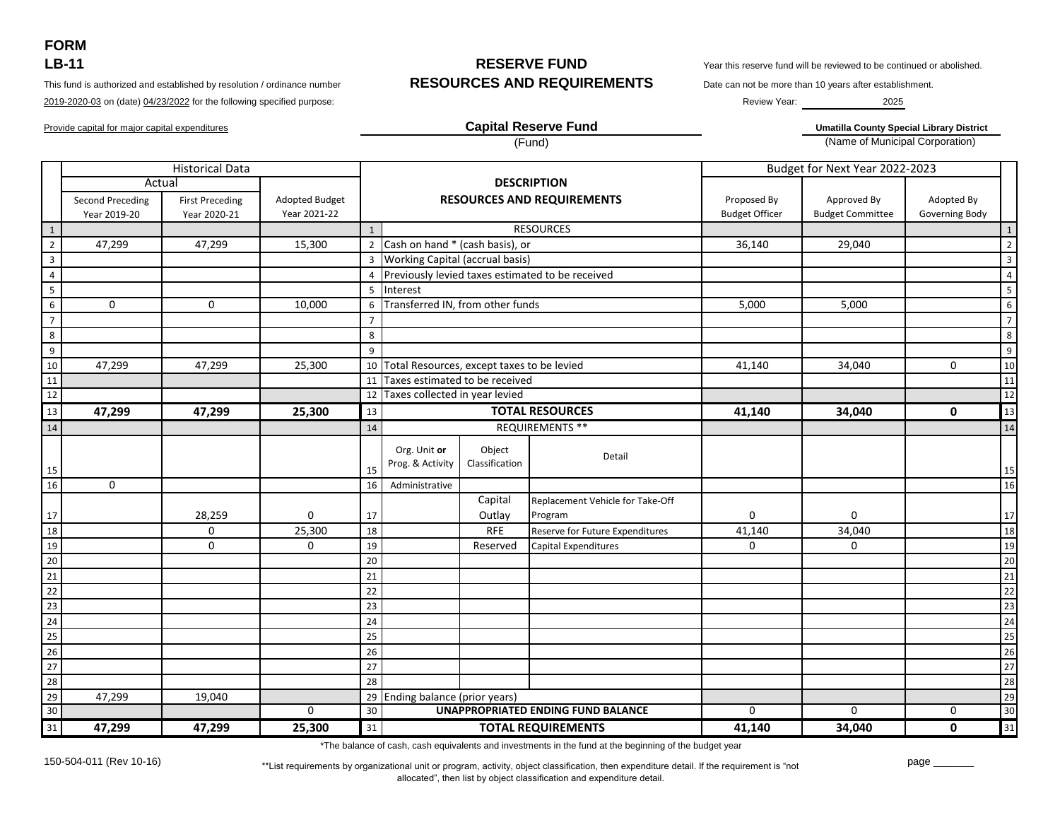**FORM**
**LB-11**

# RESERVE FUND
## RESOURCES AND REQUIREMENTS

This fund is authorized and established by resolution / ordinance number 2019-2020-03 on (date) 04/23/2022 for the following specified purpose:

Provide capital for major capital expenditures

Year this reserve fund will be reviewed to be continued or abolished. Date can not be more than 10 years after establishment.

Review Year: 2025

**Capital Reserve Fund**
(Fund)

**Umatilla County Special Library District**
(Name of Municipal Corporation)

| | Historical Data | | | | DESCRIPTION | | | Budget for Next Year 2022-2023 | | | |
|---|---|---|---|---|---|---|---|---|---|---|---|
| | Actual | | | | RESOURCES AND REQUIREMENTS | | | | | | |
| | Second Preceding Year 2019-20 | First Preceding Year 2020-21 | Adopted Budget Year 2021-22 | | | | | Proposed By Budget Officer | Approved By Budget Committee | Adopted By Governing Body | |
| 1 | | | | 1 | RESOURCES | | | | | | 1 |
| 2 | 47,299 | 47,299 | 15,300 | 2 | Cash on hand * (cash basis), or | | | 36,140 | 29,040 | | 2 |
| 3 | | | | 3 | Working Capital (accrual basis) | | | | | | 3 |
| 4 | | | | 4 | Previously levied taxes estimated to be received | | | | | | 4 |
| 5 | | | | 5 | Interest | | | | | | 5 |
| 6 | 0 | 0 | 10,000 | 6 | Transferred IN, from other funds | | | 5,000 | 5,000 | | 6 |
| 7 | | | | 7 | | | | | | | 7 |
| 8 | | | | 8 | | | | | | | 8 |
| 9 | | | | 9 | | | | | | | 9 |
| 10 | 47,299 | 47,299 | 25,300 | 10 | Total Resources, except taxes to be levied | | | 41,140 | 34,040 | 0 | 10 |
| 11 | | | | 11 | Taxes estimated to be received | | | | | | 11 |
| 12 | | | | 12 | Taxes collected in year levied | | | | | | 12 |
| 13 | **47,299** | **47,299** | **25,300** | 13 | **TOTAL RESOURCES** | | | **41,140** | **34,040** | **0** | 13 |
| 14 | | | | 14 | REQUIREMENTS ** | | | | | | 14 |
| 15 | | | | 15 | Org. Unit **or** Prog. & Activity | Object Classification | Detail | | | | 15 |
| 16 | 0 | | | 16 | Administrative | | | | | | 16 |
| 17 | | 28,259 | 0 | 17 | | Capital Outlay | Replacement Vehicle for Take-Off Program | 0 | 0 | | 17 |
| 18 | | 0 | 25,300 | 18 | | RFE | Reserve for Future Expenditures | 41,140 | 34,040 | | 18 |
| 19 | | 0 | 0 | 19 | | Reserved | Capital Expenditures | 0 | 0 | | 19 |
| 20 | | | | 20 | | | | | | | 20 |
| 21 | | | | 21 | | | | | | | 21 |
| 22 | | | | 22 | | | | | | | 22 |
| 23 | | | | 23 | | | | | | | 23 |
| 24 | | | | 24 | | | | | | | 24 |
| 25 | | | | 25 | | | | | | | 25 |
| 26 | | | | 26 | | | | | | | 26 |
| 27 | | | | 27 | | | | | | | 27 |
| 28 | | | | 28 | | | | | | | 28 |
| 29 | 47,299 | 19,040 | | 29 | Ending balance (prior years) | | | | | | 29 |
| 30 | | | 0 | 30 | **UNAPPROPRIATED ENDING FUND BALANCE** | | | 0 | 0 | 0 | 30 |
| 31 | **47,299** | **47,299** | **25,300** | 31 | **TOTAL REQUIREMENTS** | | | **41,140** | **34,040** | **0** | 31 |

*The balance of cash, cash equivalents and investments in the fund at the beginning of the budget year

**List requirements by organizational unit or program, activity, object classification, then expenditure detail. If the requirement is "not allocated", then list by object classification and expenditure detail.

150-504-011 (Rev 10-16)

page _______